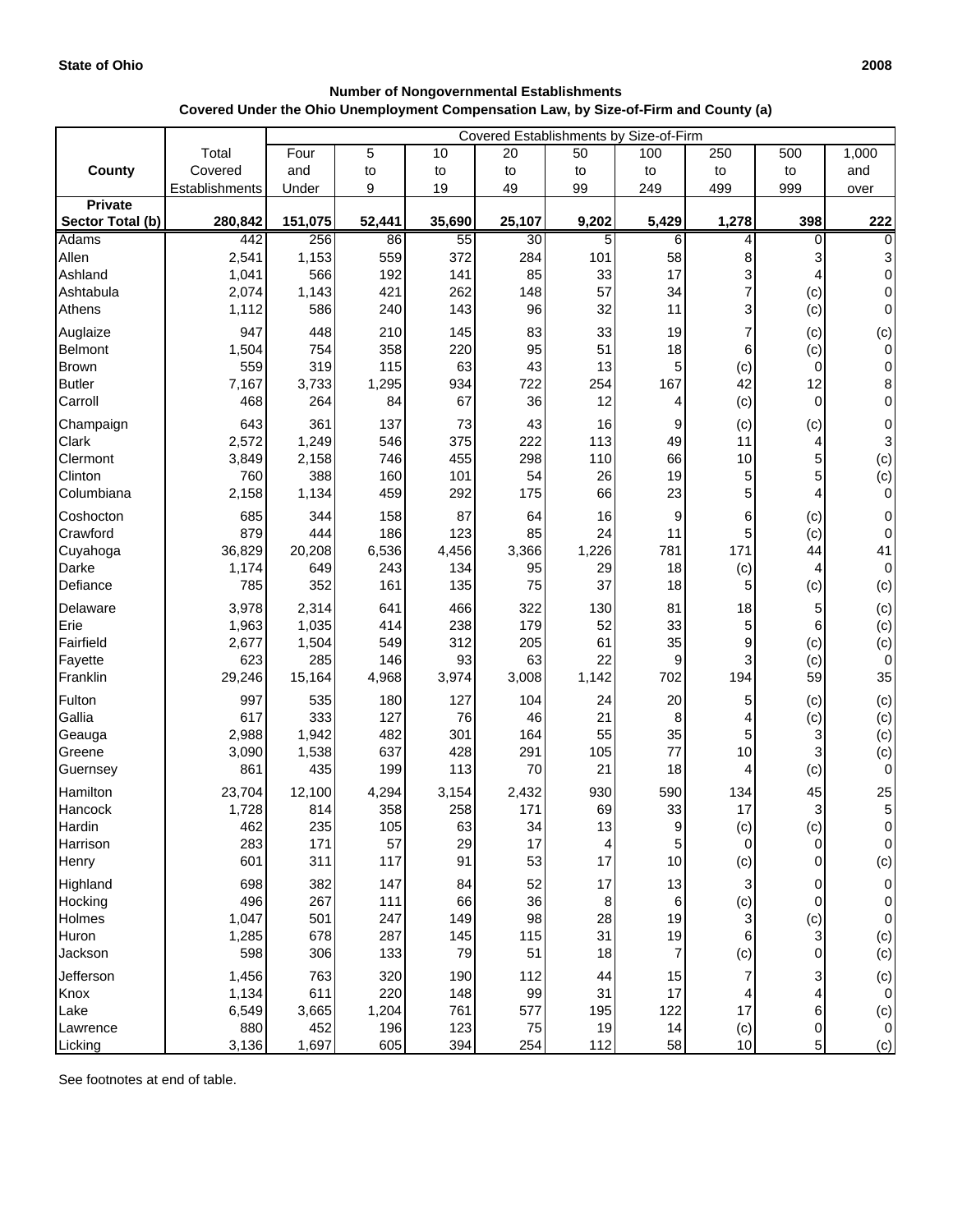**State of Ohio** **2008**

**Number of Nongovernmental Establishments**
**Covered Under the Ohio Unemployment Compensation Law, by Size-of-Firm and County (a)**

| County | Total Covered Establishments | Covered Establishments by Size-of-Firm | | | | | | | | |
|---|---|---|---|---|---|---|---|---|---|---|
| | | Four and Under | 5 to 9 | 10 to 19 | 20 to 49 | 50 to 99 | 100 to 249 | 250 to 499 | 500 to 999 | 1,000 and over |
| **Private Sector Total (b)** | **280,842** | **151,075** | **52,441** | **35,690** | **25,107** | **9,202** | **5,429** | **1,278** | **398** | **222** |
| Adams | 442 | 256 | 86 | 55 | 30 | 5 | 6 | 4 | 0 | 0 |
| Allen | 2,541 | 1,153 | 559 | 372 | 284 | 101 | 58 | 8 | 3 | 3 |
| Ashland | 1,041 | 566 | 192 | 141 | 85 | 33 | 17 | 3 | 4 | 0 |
| Ashtabula | 2,074 | 1,143 | 421 | 262 | 148 | 57 | 34 | 7 | (c) | 0 |
| Athens | 1,112 | 586 | 240 | 143 | 96 | 32 | 11 | 3 | (c) | 0 |
| Auglaize | 947 | 448 | 210 | 145 | 83 | 33 | 19 | 7 | (c) | (c) |
| Belmont | 1,504 | 754 | 358 | 220 | 95 | 51 | 18 | 6 | (c) | 0 |
| Brown | 559 | 319 | 115 | 63 | 43 | 13 | 5 | (c) | 0 | 0 |
| Butler | 7,167 | 3,733 | 1,295 | 934 | 722 | 254 | 167 | 42 | 12 | 8 |
| Carroll | 468 | 264 | 84 | 67 | 36 | 12 | 4 | (c) | 0 | 0 |
| Champaign | 643 | 361 | 137 | 73 | 43 | 16 | 9 | (c) | (c) | 0 |
| Clark | 2,572 | 1,249 | 546 | 375 | 222 | 113 | 49 | 11 | 4 | 3 |
| Clermont | 3,849 | 2,158 | 746 | 455 | 298 | 110 | 66 | 10 | 5 | (c) |
| Clinton | 760 | 388 | 160 | 101 | 54 | 26 | 19 | 5 | 5 | (c) |
| Columbiana | 2,158 | 1,134 | 459 | 292 | 175 | 66 | 23 | 5 | 4 | 0 |
| Coshocton | 685 | 344 | 158 | 87 | 64 | 16 | 9 | 6 | (c) | 0 |
| Crawford | 879 | 444 | 186 | 123 | 85 | 24 | 11 | 5 | (c) | 0 |
| Cuyahoga | 36,829 | 20,208 | 6,536 | 4,456 | 3,366 | 1,226 | 781 | 171 | 44 | 41 |
| Darke | 1,174 | 649 | 243 | 134 | 95 | 29 | 18 | (c) | 4 | 0 |
| Defiance | 785 | 352 | 161 | 135 | 75 | 37 | 18 | 5 | (c) | (c) |
| Delaware | 3,978 | 2,314 | 641 | 466 | 322 | 130 | 81 | 18 | 5 | (c) |
| Erie | 1,963 | 1,035 | 414 | 238 | 179 | 52 | 33 | 5 | 6 | (c) |
| Fairfield | 2,677 | 1,504 | 549 | 312 | 205 | 61 | 35 | 9 | (c) | (c) |
| Fayette | 623 | 285 | 146 | 93 | 63 | 22 | 9 | 3 | (c) | 0 |
| Franklin | 29,246 | 15,164 | 4,968 | 3,974 | 3,008 | 1,142 | 702 | 194 | 59 | 35 |
| Fulton | 997 | 535 | 180 | 127 | 104 | 24 | 20 | 5 | (c) | (c) |
| Gallia | 617 | 333 | 127 | 76 | 46 | 21 | 8 | 4 | (c) | (c) |
| Geauga | 2,988 | 1,942 | 482 | 301 | 164 | 55 | 35 | 5 | 3 | (c) |
| Greene | 3,090 | 1,538 | 637 | 428 | 291 | 105 | 77 | 10 | 3 | (c) |
| Guernsey | 861 | 435 | 199 | 113 | 70 | 21 | 18 | 4 | (c) | 0 |
| Hamilton | 23,704 | 12,100 | 4,294 | 3,154 | 2,432 | 930 | 590 | 134 | 45 | 25 |
| Hancock | 1,728 | 814 | 358 | 258 | 171 | 69 | 33 | 17 | 3 | 5 |
| Hardin | 462 | 235 | 105 | 63 | 34 | 13 | 9 | (c) | (c) | 0 |
| Harrison | 283 | 171 | 57 | 29 | 17 | 4 | 5 | 0 | 0 | 0 |
| Henry | 601 | 311 | 117 | 91 | 53 | 17 | 10 | (c) | 0 | (c) |
| Highland | 698 | 382 | 147 | 84 | 52 | 17 | 13 | 3 | 0 | 0 |
| Hocking | 496 | 267 | 111 | 66 | 36 | 8 | 6 | (c) | 0 | 0 |
| Holmes | 1,047 | 501 | 247 | 149 | 98 | 28 | 19 | 3 | (c) | 0 |
| Huron | 1,285 | 678 | 287 | 145 | 115 | 31 | 19 | 6 | 3 | (c) |
| Jackson | 598 | 306 | 133 | 79 | 51 | 18 | 7 | (c) | 0 | (c) |
| Jefferson | 1,456 | 763 | 320 | 190 | 112 | 44 | 15 | 7 | 3 | (c) |
| Knox | 1,134 | 611 | 220 | 148 | 99 | 31 | 17 | 4 | 4 | 0 |
| Lake | 6,549 | 3,665 | 1,204 | 761 | 577 | 195 | 122 | 17 | 6 | (c) |
| Lawrence | 880 | 452 | 196 | 123 | 75 | 19 | 14 | (c) | 0 | 0 |
| Licking | 3,136 | 1,697 | 605 | 394 | 254 | 112 | 58 | 10 | 5 | (c) |

See footnotes at end of table.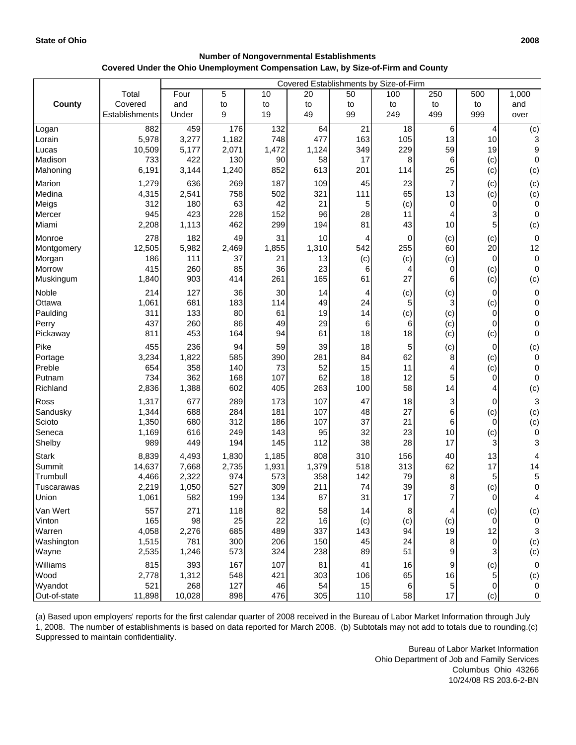**State of Ohio** **2008**

**Number of Nongovernmental Establishments**
**Covered Under the Ohio Unemployment Compensation Law, by Size-of-Firm and County**

| County | Total Covered Establishments | Covered Establishments by Size-of-Firm | | | | | | | | |
|---|---|---|---|---|---|---|---|---|---|---|
| | | Four and Under | 5 to 9 | 10 to 19 | 20 to 49 | 50 to 99 | 100 to 249 | 250 to 499 | 500 to 999 | 1,000 and over |
| Logan | 882 | 459 | 176 | 132 | 64 | 21 | 18 | 6 | 4 | (c) |
| Lorain | 5,978 | 3,277 | 1,182 | 748 | 477 | 163 | 105 | 13 | 10 | 3 |
| Lucas | 10,509 | 5,177 | 2,071 | 1,472 | 1,124 | 349 | 229 | 59 | 19 | 9 |
| Madison | 733 | 422 | 130 | 90 | 58 | 17 | 8 | 6 | (c) | 0 |
| Mahoning | 6,191 | 3,144 | 1,240 | 852 | 613 | 201 | 114 | 25 | (c) | (c) |
| Marion | 1,279 | 636 | 269 | 187 | 109 | 45 | 23 | 7 | (c) | (c) |
| Medina | 4,315 | 2,541 | 758 | 502 | 321 | 111 | 65 | 13 | (c) | (c) |
| Meigs | 312 | 180 | 63 | 42 | 21 | 5 | (c) | 0 | 0 | 0 |
| Mercer | 945 | 423 | 228 | 152 | 96 | 28 | 11 | 4 | 3 | 0 |
| Miami | 2,208 | 1,113 | 462 | 299 | 194 | 81 | 43 | 10 | 5 | (c) |
| Monroe | 278 | 182 | 49 | 31 | 10 | 4 | 0 | (c) | (c) | 0 |
| Montgomery | 12,505 | 5,982 | 2,469 | 1,855 | 1,310 | 542 | 255 | 60 | 20 | 12 |
| Morgan | 186 | 111 | 37 | 21 | 13 | (c) | (c) | (c) | 0 | 0 |
| Morrow | 415 | 260 | 85 | 36 | 23 | 6 | 4 | 0 | (c) | 0 |
| Muskingum | 1,840 | 903 | 414 | 261 | 165 | 61 | 27 | 6 | (c) | (c) |
| Noble | 214 | 127 | 36 | 30 | 14 | 4 | (c) | (c) | 0 | 0 |
| Ottawa | 1,061 | 681 | 183 | 114 | 49 | 24 | 5 | 3 | (c) | 0 |
| Paulding | 311 | 133 | 80 | 61 | 19 | 14 | (c) | (c) | 0 | 0 |
| Perry | 437 | 260 | 86 | 49 | 29 | 6 | 6 | (c) | 0 | 0 |
| Pickaway | 811 | 453 | 164 | 94 | 61 | 18 | 18 | (c) | (c) | 0 |
| Pike | 455 | 236 | 94 | 59 | 39 | 18 | 5 | (c) | 0 | (c) |
| Portage | 3,234 | 1,822 | 585 | 390 | 281 | 84 | 62 | 8 | (c) | 0 |
| Preble | 654 | 358 | 140 | 73 | 52 | 15 | 11 | 4 | (c) | 0 |
| Putnam | 734 | 362 | 168 | 107 | 62 | 18 | 12 | 5 | 0 | 0 |
| Richland | 2,836 | 1,388 | 602 | 405 | 263 | 100 | 58 | 14 | 4 | (c) |
| Ross | 1,317 | 677 | 289 | 173 | 107 | 47 | 18 | 3 | 0 | 3 |
| Sandusky | 1,344 | 688 | 284 | 181 | 107 | 48 | 27 | 6 | (c) | (c) |
| Scioto | 1,350 | 680 | 312 | 186 | 107 | 37 | 21 | 6 | 0 | (c) |
| Seneca | 1,169 | 616 | 249 | 143 | 95 | 32 | 23 | 10 | (c) | 0 |
| Shelby | 989 | 449 | 194 | 145 | 112 | 38 | 28 | 17 | 3 | 3 |
| Stark | 8,839 | 4,493 | 1,830 | 1,185 | 808 | 310 | 156 | 40 | 13 | 4 |
| Summit | 14,637 | 7,668 | 2,735 | 1,931 | 1,379 | 518 | 313 | 62 | 17 | 14 |
| Trumbull | 4,466 | 2,322 | 974 | 573 | 358 | 142 | 79 | 8 | 5 | 5 |
| Tuscarawas | 2,219 | 1,050 | 527 | 309 | 211 | 74 | 39 | 8 | (c) | 0 |
| Union | 1,061 | 582 | 199 | 134 | 87 | 31 | 17 | 7 | 0 | 4 |
| Van Wert | 557 | 271 | 118 | 82 | 58 | 14 | 8 | 4 | (c) | (c) |
| Vinton | 165 | 98 | 25 | 22 | 16 | (c) | (c) | (c) | 0 | 0 |
| Warren | 4,058 | 2,276 | 685 | 489 | 337 | 143 | 94 | 19 | 12 | 3 |
| Washington | 1,515 | 781 | 300 | 206 | 150 | 45 | 24 | 8 | 0 | (c) |
| Wayne | 2,535 | 1,246 | 573 | 324 | 238 | 89 | 51 | 9 | 3 | (c) |
| Williams | 815 | 393 | 167 | 107 | 81 | 41 | 16 | 9 | (c) | 0 |
| Wood | 2,778 | 1,312 | 548 | 421 | 303 | 106 | 65 | 16 | 5 | (c) |
| Wyandot | 521 | 268 | 127 | 46 | 54 | 15 | 6 | 5 | 0 | 0 |
| Out-of-state | 11,898 | 10,028 | 898 | 476 | 305 | 110 | 58 | 17 | (c) | 0 |

(a) Based upon employers' reports for the first calendar quarter of 2008 received in the Bureau of Labor Market Information through July 1, 2008. The number of establishments is based on data reported for March 2008. (b) Subtotals may not add to totals due to rounding.(c) Suppressed to maintain confidentiality.

Bureau of Labor Market Information
Ohio Department of Job and Family Services
Columbus Ohio 43266
10/24/08 RS 203.6-2-BN